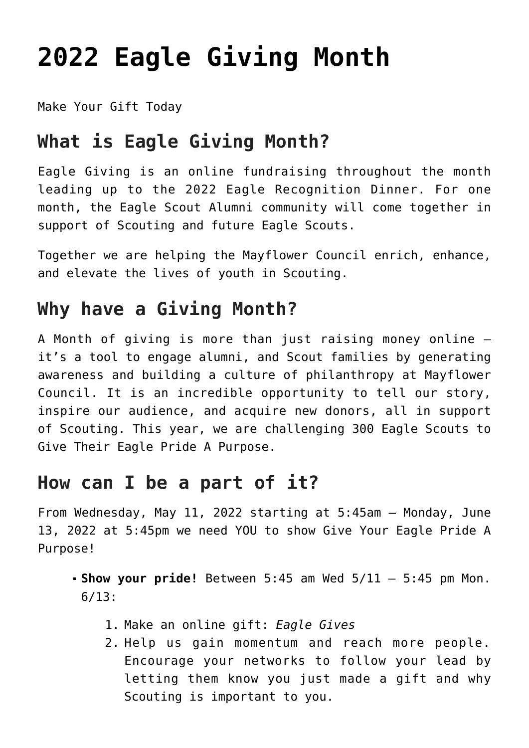# 2022 Eagle Giving Month

Make Your Gift Today

## What is Eagle Giving Month?

Eagle Giving is an online fundraising throughout the month leading up to the 2022 Eagle Recognition Dinner. For one month, the Eagle Scout Alumni community will come together in support of Scouting and future Eagle Scouts.

Together we are helping the Mayflower Council enrich, enhance, and elevate the lives of youth in Scouting.

## Why have a Giving Month?

A Month of giving is more than just raising money online – it's a tool to engage alumni, and Scout families by generating awareness and building a culture of philanthropy at Mayflower Council. It is an incredible opportunity to tell our story, inspire our audience, and acquire new donors, all in support of Scouting. This year, we are challenging 300 Eagle Scouts to Give Their Eagle Pride A Purpose.

## How can I be a part of it?

From Wednesday, May 11, 2022 starting at 5:45am – Monday, June 13, 2022 at 5:45pm we need YOU to show Give Your Eagle Pride A Purpose!

- **Show your pride!** Between 5:45 am Wed 5/11 – 5:45 pm Mon. 6/13:
  1. Make an online gift: *Eagle Gives*
  2. Help us gain momentum and reach more people. Encourage your networks to follow your lead by letting them know you just made a gift and why Scouting is important to you.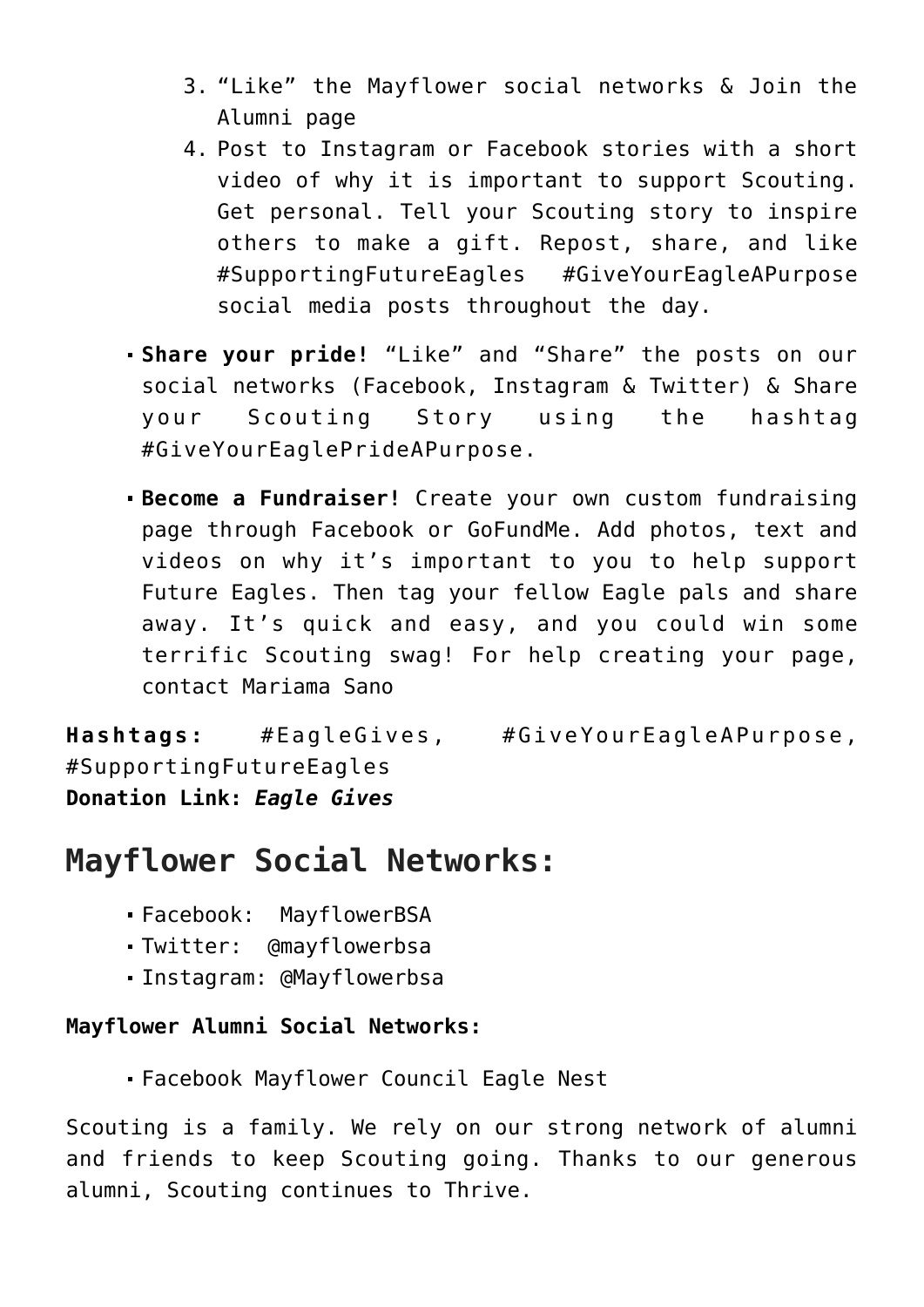3. "Like" the Mayflower social networks & Join the Alumni page
4. Post to Instagram or Facebook stories with a short video of why it is important to support Scouting. Get personal. Tell your Scouting story to inspire others to make a gift. Repost, share, and like #SupportingFutureEagles #GiveYourEagleAPurpose social media posts throughout the day.

- **Share your pride!** "Like" and "Share" the posts on our social networks (Facebook, Instagram & Twitter) & Share your Scouting Story using the hashtag #GiveYourEaglePrideAPurpose.
- **Become a Fundraiser!** Create your own custom fundraising page through Facebook or GoFundMe. Add photos, text and videos on why it's important to you to help support Future Eagles. Then tag your fellow Eagle pals and share away. It's quick and easy, and you could win some terrific Scouting swag! For help creating your page, contact Mariama Sano

**Hashtags:** #EagleGives, #GiveYourEagleAPurpose, #SupportingFutureEagles
**Donation Link:** ***Eagle Gives***

## Mayflower Social Networks:

- Facebook: MayflowerBSA
- Twitter: @mayflowerbsa
- Instagram: @Mayflowerbsa

**Mayflower Alumni Social Networks:**

- Facebook Mayflower Council Eagle Nest

Scouting is a family. We rely on our strong network of alumni and friends to keep Scouting going. Thanks to our generous alumni, Scouting continues to Thrive.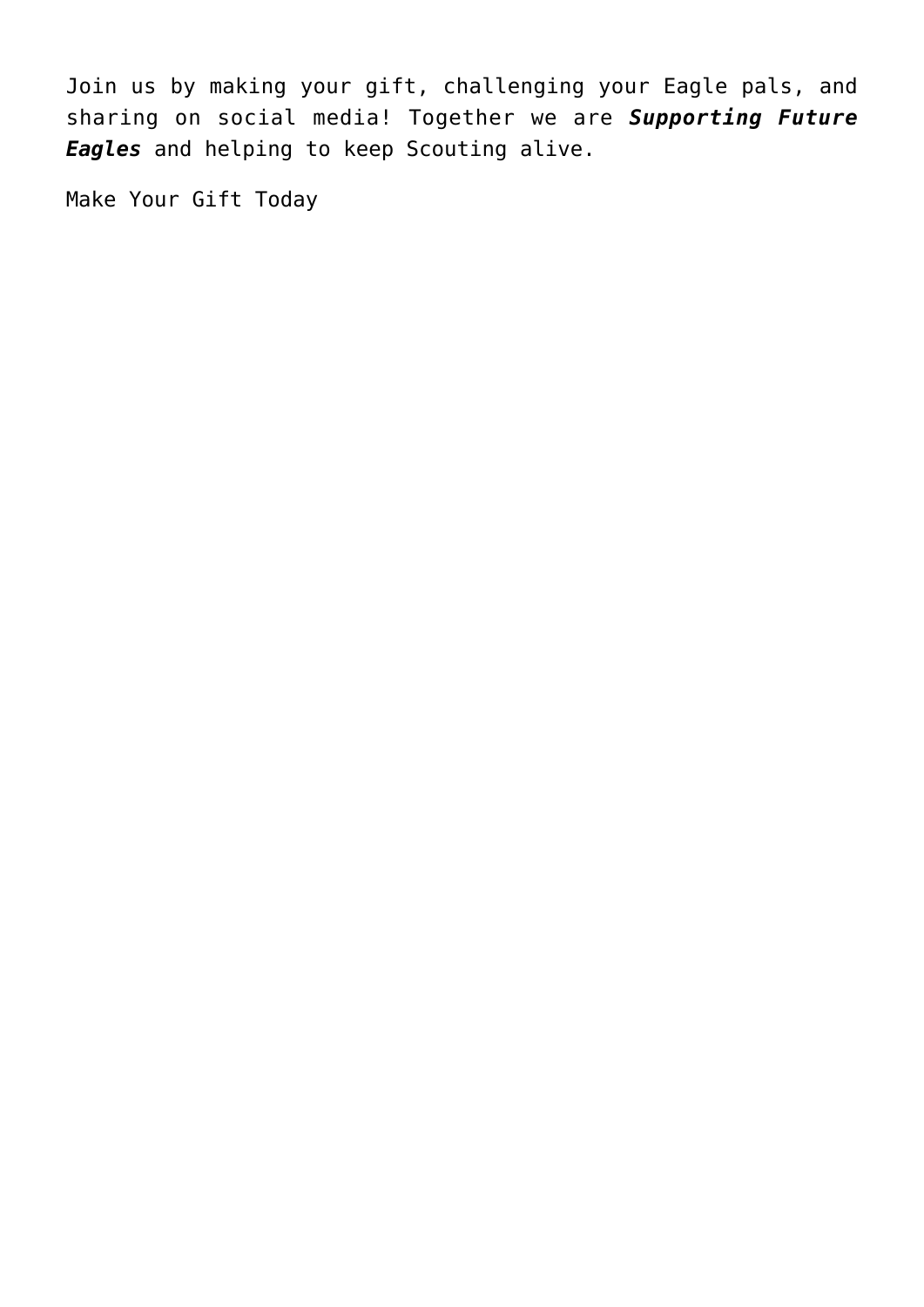Join us by making your gift, challenging your Eagle pals, and sharing on social media! Together we are ***Supporting Future Eagles*** and helping to keep Scouting alive.

Make Your Gift Today